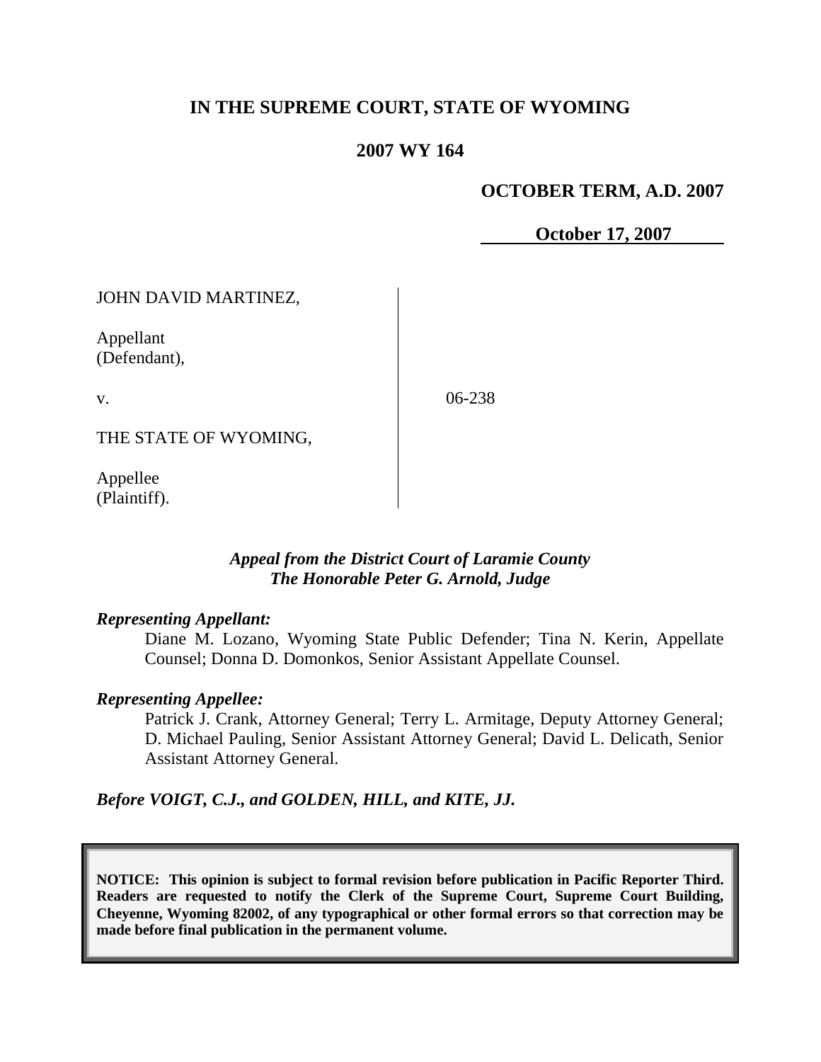# IN THE SUPREME COURT, STATE OF WYOMING

## 2007 WY 164

**OCTOBER TERM, A.D. 2007**

**October 17, 2007**

| | |
|---|---|
| JOHN DAVID MARTINEZ,<br><br>Appellant<br>(Defendant),<br><br>v.<br><br>THE STATE OF WYOMING,<br><br>Appellee<br>(Plaintiff). | 06-238 |

***Appeal from the District Court of Laramie County***
***The Honorable Peter G. Arnold, Judge***

***Representing Appellant:***

Diane M. Lozano, Wyoming State Public Defender; Tina N. Kerin, Appellate Counsel; Donna D. Domonkos, Senior Assistant Appellate Counsel.

***Representing Appellee:***

Patrick J. Crank, Attorney General; Terry L. Armitage, Deputy Attorney General; D. Michael Pauling, Senior Assistant Attorney General; David L. Delicath, Senior Assistant Attorney General.

***Before VOIGT, C.J., and GOLDEN, HILL, and KITE, JJ.***

**NOTICE: This opinion is subject to formal revision before publication in Pacific Reporter Third. Readers are requested to notify the Clerk of the Supreme Court, Supreme Court Building, Cheyenne, Wyoming 82002, of any typographical or other formal errors so that correction may be made before final publication in the permanent volume.**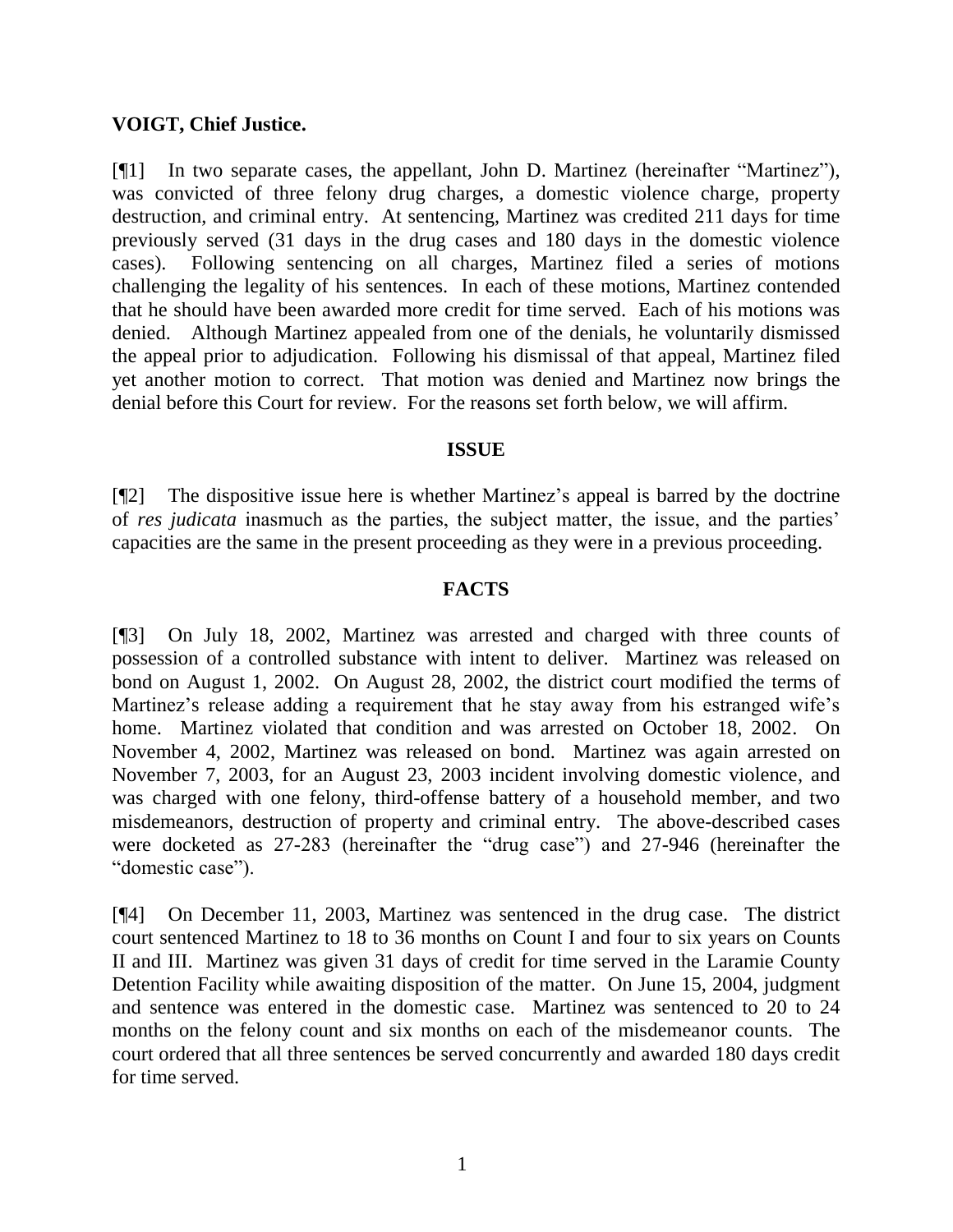**VOIGT, Chief Justice.**

[¶1] In two separate cases, the appellant, John D. Martinez (hereinafter "Martinez"), was convicted of three felony drug charges, a domestic violence charge, property destruction, and criminal entry. At sentencing, Martinez was credited 211 days for time previously served (31 days in the drug cases and 180 days in the domestic violence cases). Following sentencing on all charges, Martinez filed a series of motions challenging the legality of his sentences. In each of these motions, Martinez contended that he should have been awarded more credit for time served. Each of his motions was denied. Although Martinez appealed from one of the denials, he voluntarily dismissed the appeal prior to adjudication. Following his dismissal of that appeal, Martinez filed yet another motion to correct. That motion was denied and Martinez now brings the denial before this Court for review. For the reasons set forth below, we will affirm.

## ISSUE

[¶2] The dispositive issue here is whether Martinez's appeal is barred by the doctrine of *res judicata* inasmuch as the parties, the subject matter, the issue, and the parties' capacities are the same in the present proceeding as they were in a previous proceeding.

## FACTS

[¶3] On July 18, 2002, Martinez was arrested and charged with three counts of possession of a controlled substance with intent to deliver. Martinez was released on bond on August 1, 2002. On August 28, 2002, the district court modified the terms of Martinez's release adding a requirement that he stay away from his estranged wife's home. Martinez violated that condition and was arrested on October 18, 2002. On November 4, 2002, Martinez was released on bond. Martinez was again arrested on November 7, 2003, for an August 23, 2003 incident involving domestic violence, and was charged with one felony, third-offense battery of a household member, and two misdemeanors, destruction of property and criminal entry. The above-described cases were docketed as 27-283 (hereinafter the "drug case") and 27-946 (hereinafter the "domestic case").

[¶4] On December 11, 2003, Martinez was sentenced in the drug case. The district court sentenced Martinez to 18 to 36 months on Count I and four to six years on Counts II and III. Martinez was given 31 days of credit for time served in the Laramie County Detention Facility while awaiting disposition of the matter. On June 15, 2004, judgment and sentence was entered in the domestic case. Martinez was sentenced to 20 to 24 months on the felony count and six months on each of the misdemeanor counts. The court ordered that all three sentences be served concurrently and awarded 180 days credit for time served.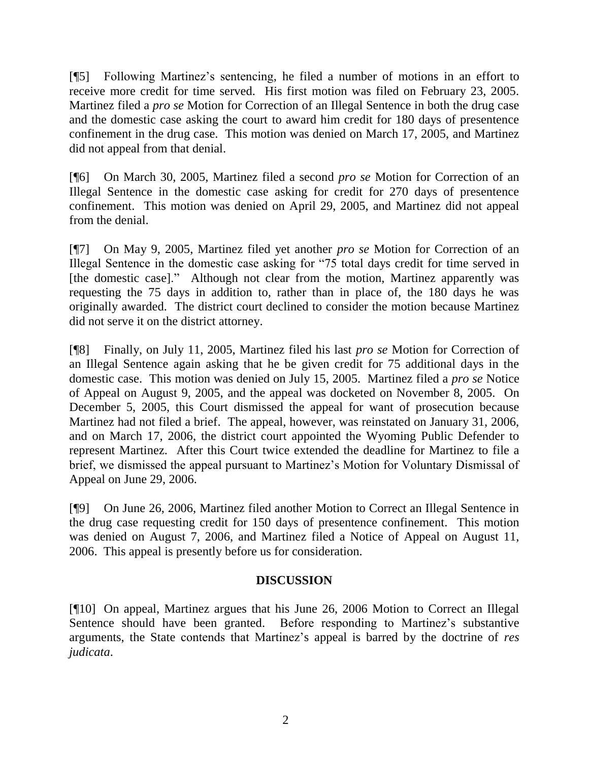[¶5] Following Martinez's sentencing, he filed a number of motions in an effort to receive more credit for time served. His first motion was filed on February 23, 2005. Martinez filed a *pro se* Motion for Correction of an Illegal Sentence in both the drug case and the domestic case asking the court to award him credit for 180 days of presentence confinement in the drug case. This motion was denied on March 17, 2005, and Martinez did not appeal from that denial.

[¶6] On March 30, 2005, Martinez filed a second *pro se* Motion for Correction of an Illegal Sentence in the domestic case asking for credit for 270 days of presentence confinement. This motion was denied on April 29, 2005, and Martinez did not appeal from the denial.

[¶7] On May 9, 2005, Martinez filed yet another *pro se* Motion for Correction of an Illegal Sentence in the domestic case asking for "75 total days credit for time served in [the domestic case]." Although not clear from the motion, Martinez apparently was requesting the 75 days in addition to, rather than in place of, the 180 days he was originally awarded. The district court declined to consider the motion because Martinez did not serve it on the district attorney.

[¶8] Finally, on July 11, 2005, Martinez filed his last *pro se* Motion for Correction of an Illegal Sentence again asking that he be given credit for 75 additional days in the domestic case. This motion was denied on July 15, 2005. Martinez filed a *pro se* Notice of Appeal on August 9, 2005, and the appeal was docketed on November 8, 2005. On December 5, 2005, this Court dismissed the appeal for want of prosecution because Martinez had not filed a brief. The appeal, however, was reinstated on January 31, 2006, and on March 17, 2006, the district court appointed the Wyoming Public Defender to represent Martinez. After this Court twice extended the deadline for Martinez to file a brief, we dismissed the appeal pursuant to Martinez's Motion for Voluntary Dismissal of Appeal on June 29, 2006.

[¶9] On June 26, 2006, Martinez filed another Motion to Correct an Illegal Sentence in the drug case requesting credit for 150 days of presentence confinement. This motion was denied on August 7, 2006, and Martinez filed a Notice of Appeal on August 11, 2006. This appeal is presently before us for consideration.

## DISCUSSION

[¶10] On appeal, Martinez argues that his June 26, 2006 Motion to Correct an Illegal Sentence should have been granted. Before responding to Martinez's substantive arguments, the State contends that Martinez's appeal is barred by the doctrine of *res judicata*.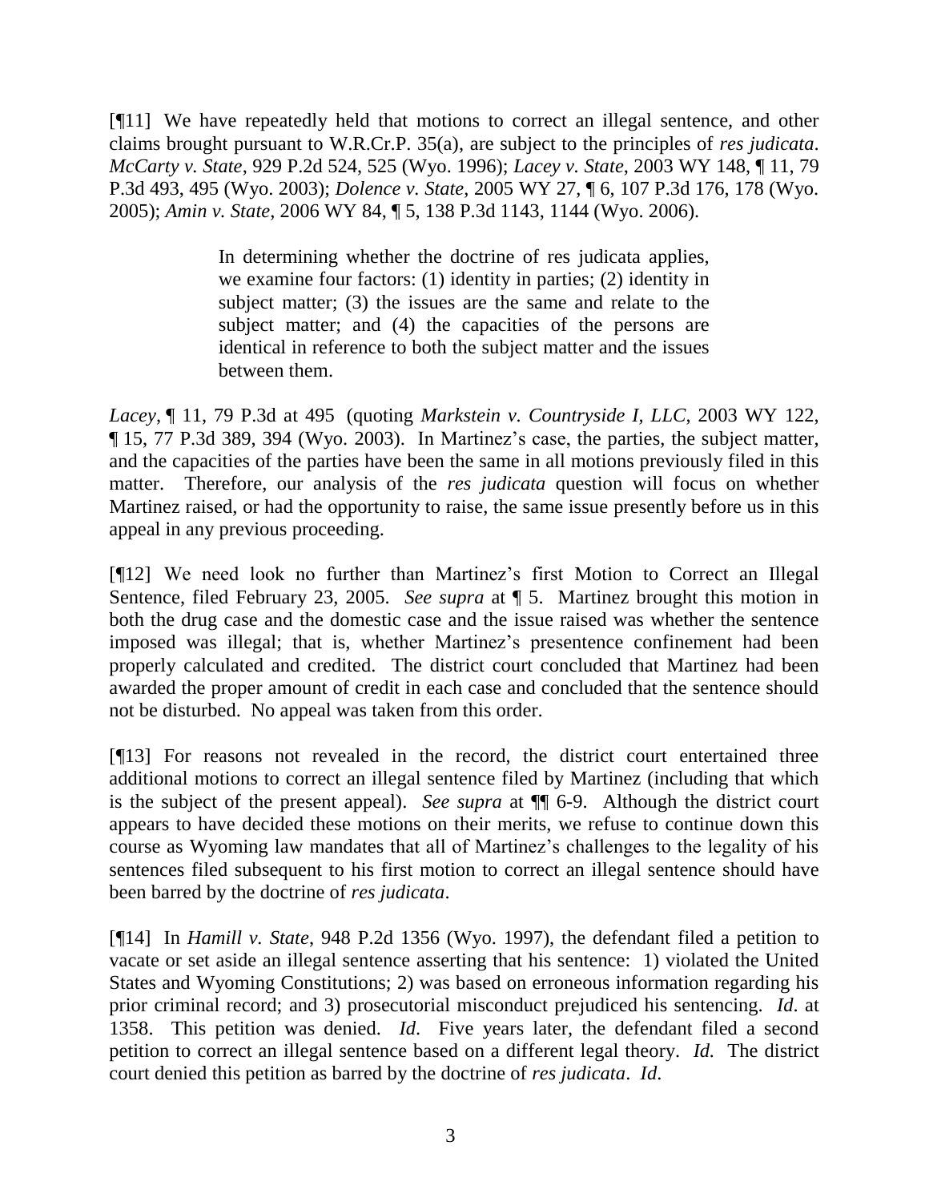[¶11] We have repeatedly held that motions to correct an illegal sentence, and other claims brought pursuant to W.R.Cr.P. 35(a), are subject to the principles of *res judicata*. *McCarty v. State*, 929 P.2d 524, 525 (Wyo. 1996); *Lacey v. State*, 2003 WY 148, ¶ 11, 79 P.3d 493, 495 (Wyo. 2003); *Dolence v. State*, 2005 WY 27, ¶ 6, 107 P.3d 176, 178 (Wyo. 2005); *Amin v. State*, 2006 WY 84, ¶ 5, 138 P.3d 1143, 1144 (Wyo. 2006).

> In determining whether the doctrine of res judicata applies, we examine four factors: (1) identity in parties; (2) identity in subject matter; (3) the issues are the same and relate to the subject matter; and (4) the capacities of the persons are identical in reference to both the subject matter and the issues between them.

*Lacey*, ¶ 11, 79 P.3d at 495 (quoting *Markstein v. Countryside I, LLC*, 2003 WY 122, ¶ 15, 77 P.3d 389, 394 (Wyo. 2003). In Martinez's case, the parties, the subject matter, and the capacities of the parties have been the same in all motions previously filed in this matter. Therefore, our analysis of the *res judicata* question will focus on whether Martinez raised, or had the opportunity to raise, the same issue presently before us in this appeal in any previous proceeding.

[¶12] We need look no further than Martinez's first Motion to Correct an Illegal Sentence, filed February 23, 2005. *See supra* at ¶ 5. Martinez brought this motion in both the drug case and the domestic case and the issue raised was whether the sentence imposed was illegal; that is, whether Martinez's presentence confinement had been properly calculated and credited. The district court concluded that Martinez had been awarded the proper amount of credit in each case and concluded that the sentence should not be disturbed. No appeal was taken from this order.

[¶13] For reasons not revealed in the record, the district court entertained three additional motions to correct an illegal sentence filed by Martinez (including that which is the subject of the present appeal). *See supra* at ¶¶ 6-9. Although the district court appears to have decided these motions on their merits, we refuse to continue down this course as Wyoming law mandates that all of Martinez's challenges to the legality of his sentences filed subsequent to his first motion to correct an illegal sentence should have been barred by the doctrine of *res judicata*.

[¶14] In *Hamill v. State*, 948 P.2d 1356 (Wyo. 1997), the defendant filed a petition to vacate or set aside an illegal sentence asserting that his sentence: 1) violated the United States and Wyoming Constitutions; 2) was based on erroneous information regarding his prior criminal record; and 3) prosecutorial misconduct prejudiced his sentencing. *Id*. at 1358. This petition was denied. *Id*. Five years later, the defendant filed a second petition to correct an illegal sentence based on a different legal theory. *Id.* The district court denied this petition as barred by the doctrine of *res judicata*. *Id*.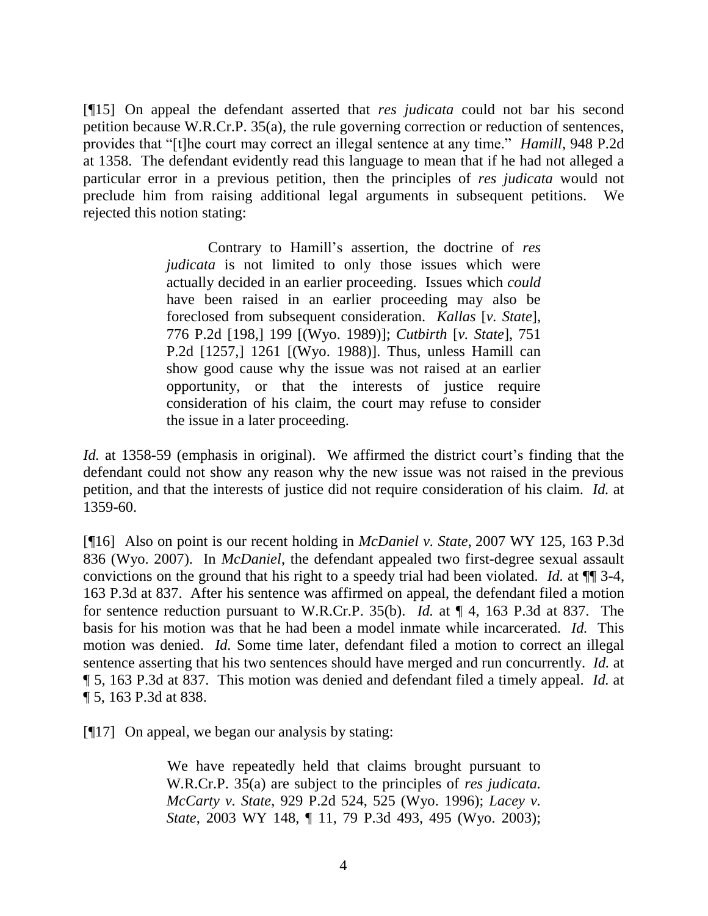[¶15] On appeal the defendant asserted that *res judicata* could not bar his second petition because W.R.Cr.P. 35(a), the rule governing correction or reduction of sentences, provides that "[t]he court may correct an illegal sentence at any time." *Hamill*, 948 P.2d at 1358. The defendant evidently read this language to mean that if he had not alleged a particular error in a previous petition, then the principles of *res judicata* would not preclude him from raising additional legal arguments in subsequent petitions. We rejected this notion stating:

> Contrary to Hamill's assertion, the doctrine of *res judicata* is not limited to only those issues which were actually decided in an earlier proceeding. Issues which *could* have been raised in an earlier proceeding may also be foreclosed from subsequent consideration. *Kallas* [*v. State*], 776 P.2d [198,] 199 [(Wyo. 1989)]; *Cutbirth* [*v. State*], 751 P.2d [1257,] 1261 [(Wyo. 1988)]. Thus, unless Hamill can show good cause why the issue was not raised at an earlier opportunity, or that the interests of justice require consideration of his claim, the court may refuse to consider the issue in a later proceeding.

*Id.* at 1358-59 (emphasis in original). We affirmed the district court's finding that the defendant could not show any reason why the new issue was not raised in the previous petition, and that the interests of justice did not require consideration of his claim. *Id.* at 1359-60.

[¶16] Also on point is our recent holding in *McDaniel v. State*, 2007 WY 125, 163 P.3d 836 (Wyo. 2007). In *McDaniel*, the defendant appealed two first-degree sexual assault convictions on the ground that his right to a speedy trial had been violated. *Id.* at ¶¶ 3-4, 163 P.3d at 837. After his sentence was affirmed on appeal, the defendant filed a motion for sentence reduction pursuant to W.R.Cr.P. 35(b). *Id.* at ¶ 4, 163 P.3d at 837. The basis for his motion was that he had been a model inmate while incarcerated. *Id.* This motion was denied. *Id.* Some time later, defendant filed a motion to correct an illegal sentence asserting that his two sentences should have merged and run concurrently. *Id.* at ¶ 5, 163 P.3d at 837. This motion was denied and defendant filed a timely appeal. *Id.* at ¶ 5, 163 P.3d at 838.

[¶17] On appeal, we began our analysis by stating:

> We have repeatedly held that claims brought pursuant to W.R.Cr.P. 35(a) are subject to the principles of *res judicata. McCarty v. State*, 929 P.2d 524, 525 (Wyo. 1996); *Lacey v. State*, 2003 WY 148, ¶ 11, 79 P.3d 493, 495 (Wyo. 2003);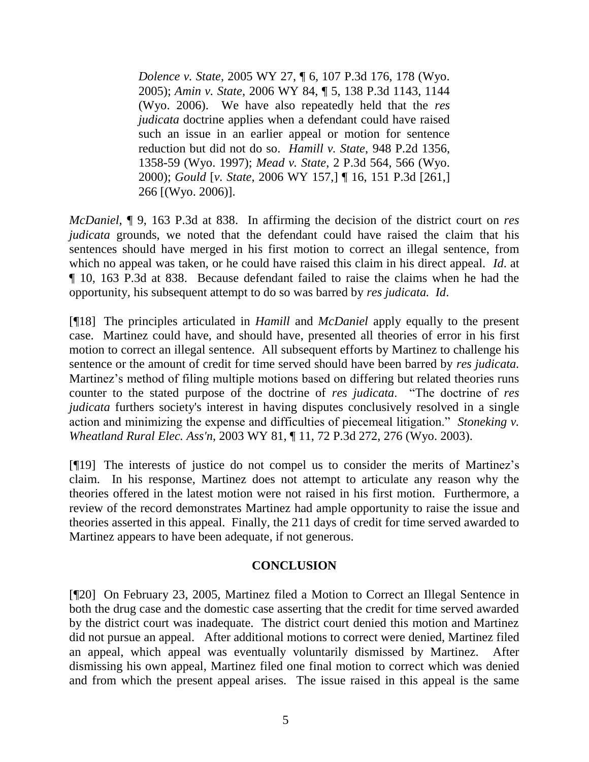> *Dolence v. State*, 2005 WY 27, ¶ 6, 107 P.3d 176, 178 (Wyo. 2005); *Amin v. State*, 2006 WY 84, ¶ 5, 138 P.3d 1143, 1144 (Wyo. 2006). We have also repeatedly held that the *res judicata* doctrine applies when a defendant could have raised such an issue in an earlier appeal or motion for sentence reduction but did not do so. *Hamill v. State*, 948 P.2d 1356, 1358-59 (Wyo. 1997); *Mead v. State*, 2 P.3d 564, 566 (Wyo. 2000); *Gould* [*v. State*, 2006 WY 157,] ¶ 16, 151 P.3d [261,] 266 [(Wyo. 2006)].

*McDaniel*, ¶ 9, 163 P.3d at 838. In affirming the decision of the district court on *res judicata* grounds, we noted that the defendant could have raised the claim that his sentences should have merged in his first motion to correct an illegal sentence, from which no appeal was taken, or he could have raised this claim in his direct appeal. *Id*. at ¶ 10, 163 P.3d at 838. Because defendant failed to raise the claims when he had the opportunity, his subsequent attempt to do so was barred by *res judicata. Id*.

[¶18] The principles articulated in *Hamill* and *McDaniel* apply equally to the present case. Martinez could have, and should have, presented all theories of error in his first motion to correct an illegal sentence. All subsequent efforts by Martinez to challenge his sentence or the amount of credit for time served should have been barred by *res judicata*. Martinez's method of filing multiple motions based on differing but related theories runs counter to the stated purpose of the doctrine of *res judicata*. "The doctrine of *res judicata* furthers society's interest in having disputes conclusively resolved in a single action and minimizing the expense and difficulties of piecemeal litigation." *Stoneking v. Wheatland Rural Elec. Ass'n*, 2003 WY 81, ¶ 11, 72 P.3d 272, 276 (Wyo. 2003).

[¶19] The interests of justice do not compel us to consider the merits of Martinez's claim. In his response, Martinez does not attempt to articulate any reason why the theories offered in the latest motion were not raised in his first motion. Furthermore, a review of the record demonstrates Martinez had ample opportunity to raise the issue and theories asserted in this appeal. Finally, the 211 days of credit for time served awarded to Martinez appears to have been adequate, if not generous.

## CONCLUSION

[¶20] On February 23, 2005, Martinez filed a Motion to Correct an Illegal Sentence in both the drug case and the domestic case asserting that the credit for time served awarded by the district court was inadequate. The district court denied this motion and Martinez did not pursue an appeal. After additional motions to correct were denied, Martinez filed an appeal, which appeal was eventually voluntarily dismissed by Martinez. After dismissing his own appeal, Martinez filed one final motion to correct which was denied and from which the present appeal arises. The issue raised in this appeal is the same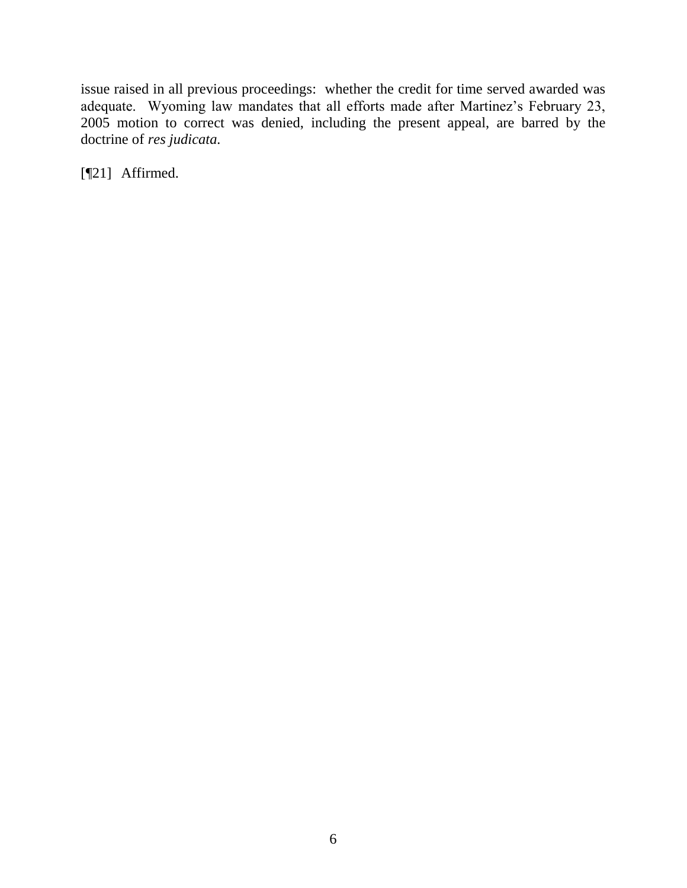issue raised in all previous proceedings: whether the credit for time served awarded was adequate. Wyoming law mandates that all efforts made after Martinez's February 23, 2005 motion to correct was denied, including the present appeal, are barred by the doctrine of *res judicata*.

[¶21] Affirmed.